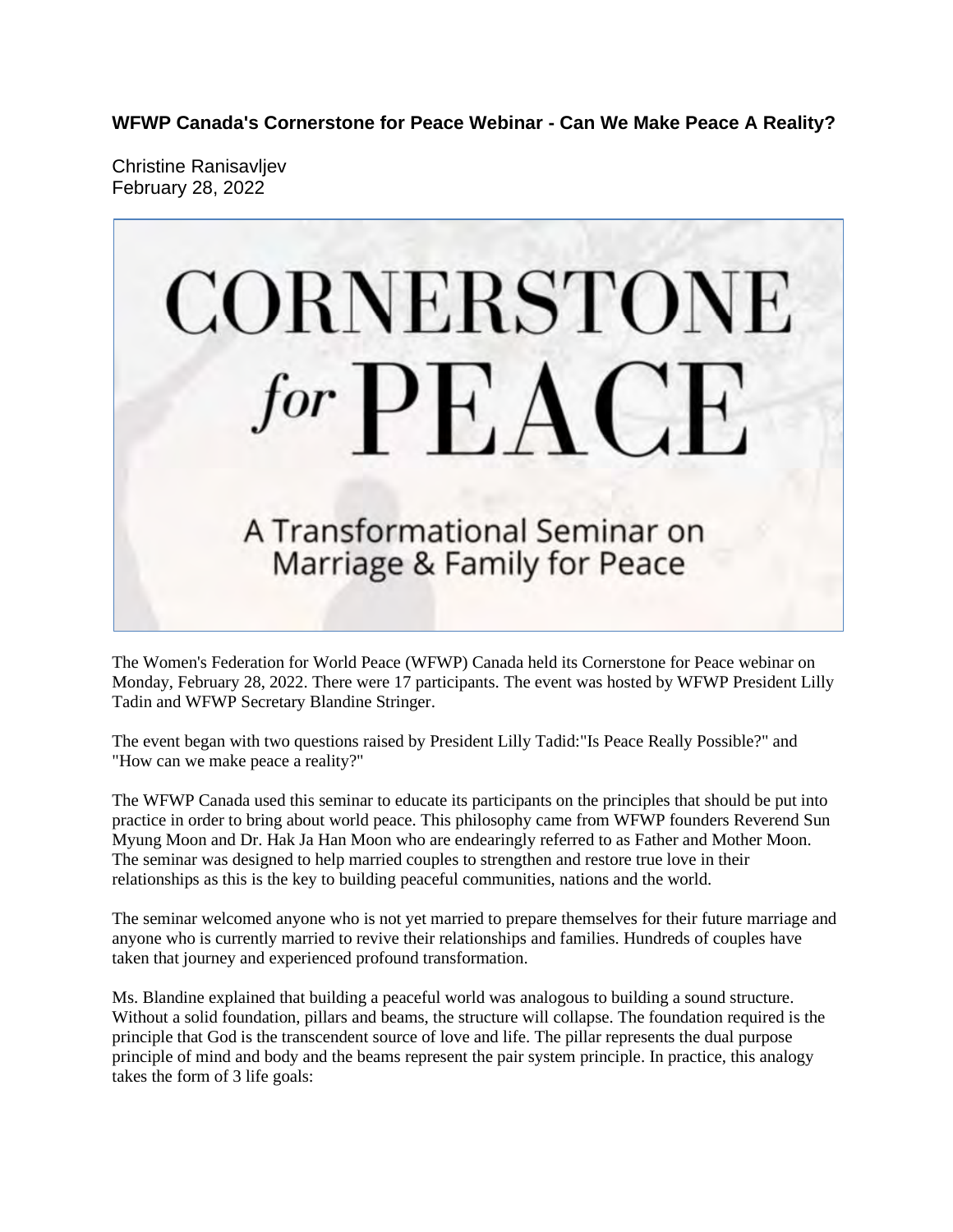**WFWP Canada's Cornerstone for Peace Webinar - Can We Make Peace A Reality?**

Christine Ranisavljev
February 28, 2022

CORNERSTONE *for* PEACE

A Transformational Seminar on Marriage & Family for Peace

The Women's Federation for World Peace (WFWP) Canada held its Cornerstone for Peace webinar on Monday, February 28, 2022. There were 17 participants. The event was hosted by WFWP President Lilly Tadin and WFWP Secretary Blandine Stringer.

The event began with two questions raised by President Lilly Tadid:"Is Peace Really Possible?" and "How can we make peace a reality?"

The WFWP Canada used this seminar to educate its participants on the principles that should be put into practice in order to bring about world peace. This philosophy came from WFWP founders Reverend Sun Myung Moon and Dr. Hak Ja Han Moon who are endearingly referred to as Father and Mother Moon. The seminar was designed to help married couples to strengthen and restore true love in their relationships as this is the key to building peaceful communities, nations and the world.

The seminar welcomed anyone who is not yet married to prepare themselves for their future marriage and anyone who is currently married to revive their relationships and families. Hundreds of couples have taken that journey and experienced profound transformation.

Ms. Blandine explained that building a peaceful world was analogous to building a sound structure. Without a solid foundation, pillars and beams, the structure will collapse. The foundation required is the principle that God is the transcendent source of love and life. The pillar represents the dual purpose principle of mind and body and the beams represent the pair system principle. In practice, this analogy takes the form of 3 life goals: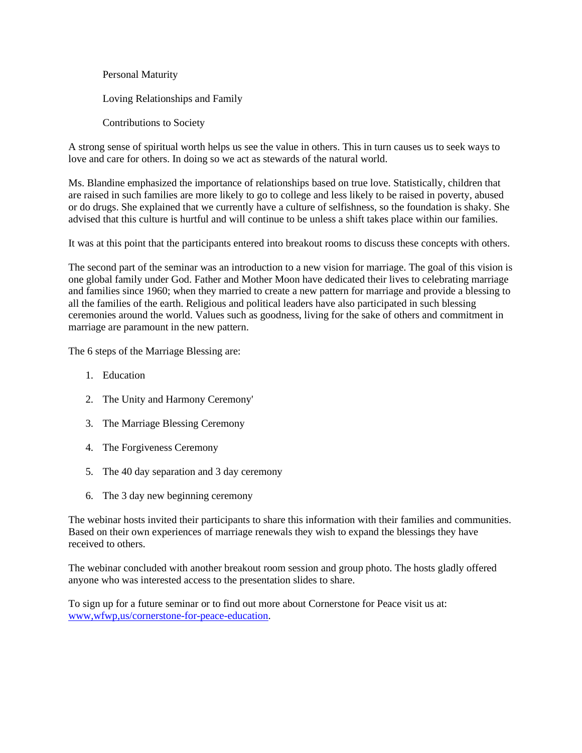Personal Maturity

Loving Relationships and Family

Contributions to Society

A strong sense of spiritual worth helps us see the value in others. This in turn causes us to seek ways to love and care for others. In doing so we act as stewards of the natural world.

Ms. Blandine emphasized the importance of relationships based on true love. Statistically, children that are raised in such families are more likely to go to college and less likely to be raised in poverty, abused or do drugs. She explained that we currently have a culture of selfishness, so the foundation is shaky. She advised that this culture is hurtful and will continue to be unless a shift takes place within our families.

It was at this point that the participants entered into breakout rooms to discuss these concepts with others.

The second part of the seminar was an introduction to a new vision for marriage. The goal of this vision is one global family under God. Father and Mother Moon have dedicated their lives to celebrating marriage and families since 1960; when they married to create a new pattern for marriage and provide a blessing to all the families of the earth. Religious and political leaders have also participated in such blessing ceremonies around the world. Values such as goodness, living for the sake of others and commitment in marriage are paramount in the new pattern.

The 6 steps of the Marriage Blessing are:

1. Education
2. The Unity and Harmony Ceremony'
3. The Marriage Blessing Ceremony
4. The Forgiveness Ceremony
5. The 40 day separation and 3 day ceremony
6. The 3 day new beginning ceremony

The webinar hosts invited their participants to share this information with their families and communities. Based on their own experiences of marriage renewals they wish to expand the blessings they have received to others.

The webinar concluded with another breakout room session and group photo. The hosts gladly offered anyone who was interested access to the presentation slides to share.

To sign up for a future seminar or to find out more about Cornerstone for Peace visit us at: [www,wfwp,us/cornerstone-for-peace-education](www,wfwp,us/cornerstone-for-peace-education).